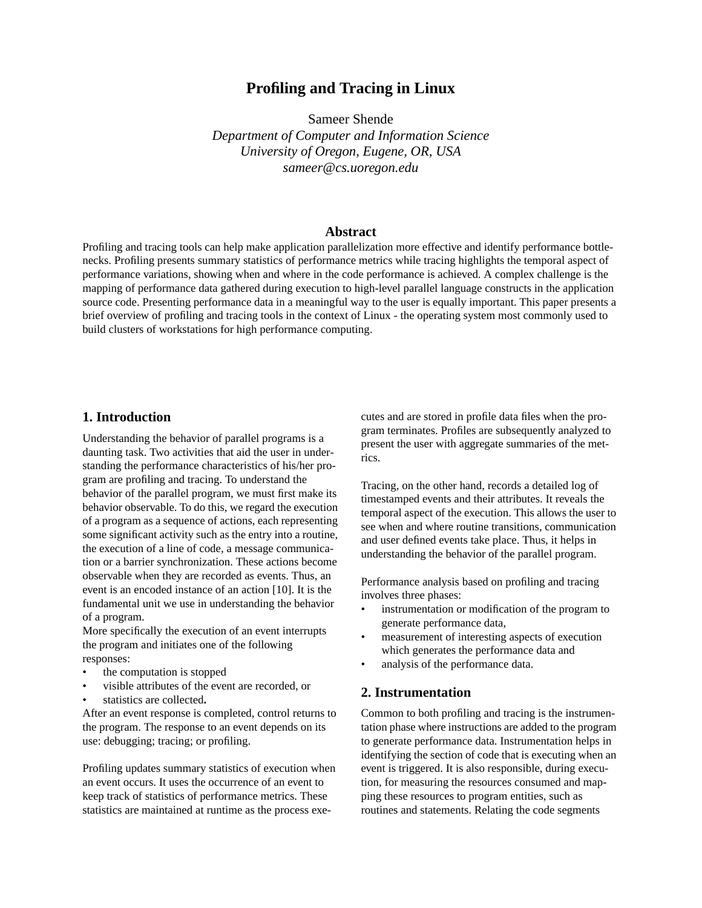# Profiling and Tracing in Linux

Sameer Shende
*Department of Computer and Information Science*
*University of Oregon, Eugene, OR, USA*
*sameer@cs.uoregon.edu*

## Abstract

Profiling and tracing tools can help make application parallelization more effective and identify performance bottlenecks. Profiling presents summary statistics of performance metrics while tracing highlights the temporal aspect of performance variations, showing when and where in the code performance is achieved. A complex challenge is the mapping of performance data gathered during execution to high-level parallel language constructs in the application source code. Presenting performance data in a meaningful way to the user is equally important. This paper presents a brief overview of profiling and tracing tools in the context of Linux - the operating system most commonly used to build clusters of workstations for high performance computing.

## 1. Introduction

Understanding the behavior of parallel programs is a daunting task. Two activities that aid the user in understanding the performance characteristics of his/her program are profiling and tracing. To understand the behavior of the parallel program, we must first make its behavior observable. To do this, we regard the execution of a program as a sequence of actions, each representing some significant activity such as the entry into a routine, the execution of a line of code, a message communication or a barrier synchronization. These actions become observable when they are recorded as events. Thus, an event is an encoded instance of an action [10]. It is the fundamental unit we use in understanding the behavior of a program.

More specifically the execution of an event interrupts the program and initiates one of the following responses:

- the computation is stopped
- visible attributes of the event are recorded, or
- statistics are collected**.**

After an event response is completed, control returns to the program. The response to an event depends on its use: debugging; tracing; or profiling.

Profiling updates summary statistics of execution when an event occurs. It uses the occurrence of an event to keep track of statistics of performance metrics. These statistics are maintained at runtime as the process executes and are stored in profile data files when the program terminates. Profiles are subsequently analyzed to present the user with aggregate summaries of the metrics.

Tracing, on the other hand, records a detailed log of timestamped events and their attributes. It reveals the temporal aspect of the execution. This allows the user to see when and where routine transitions, communication and user defined events take place. Thus, it helps in understanding the behavior of the parallel program.

Performance analysis based on profiling and tracing involves three phases:

- instrumentation or modification of the program to generate performance data,
- measurement of interesting aspects of execution which generates the performance data and
- analysis of the performance data.

## 2. Instrumentation

Common to both profiling and tracing is the instrumentation phase where instructions are added to the program to generate performance data. Instrumentation helps in identifying the section of code that is executing when an event is triggered. It is also responsible, during execution, for measuring the resources consumed and mapping these resources to program entities, such as routines and statements. Relating the code segments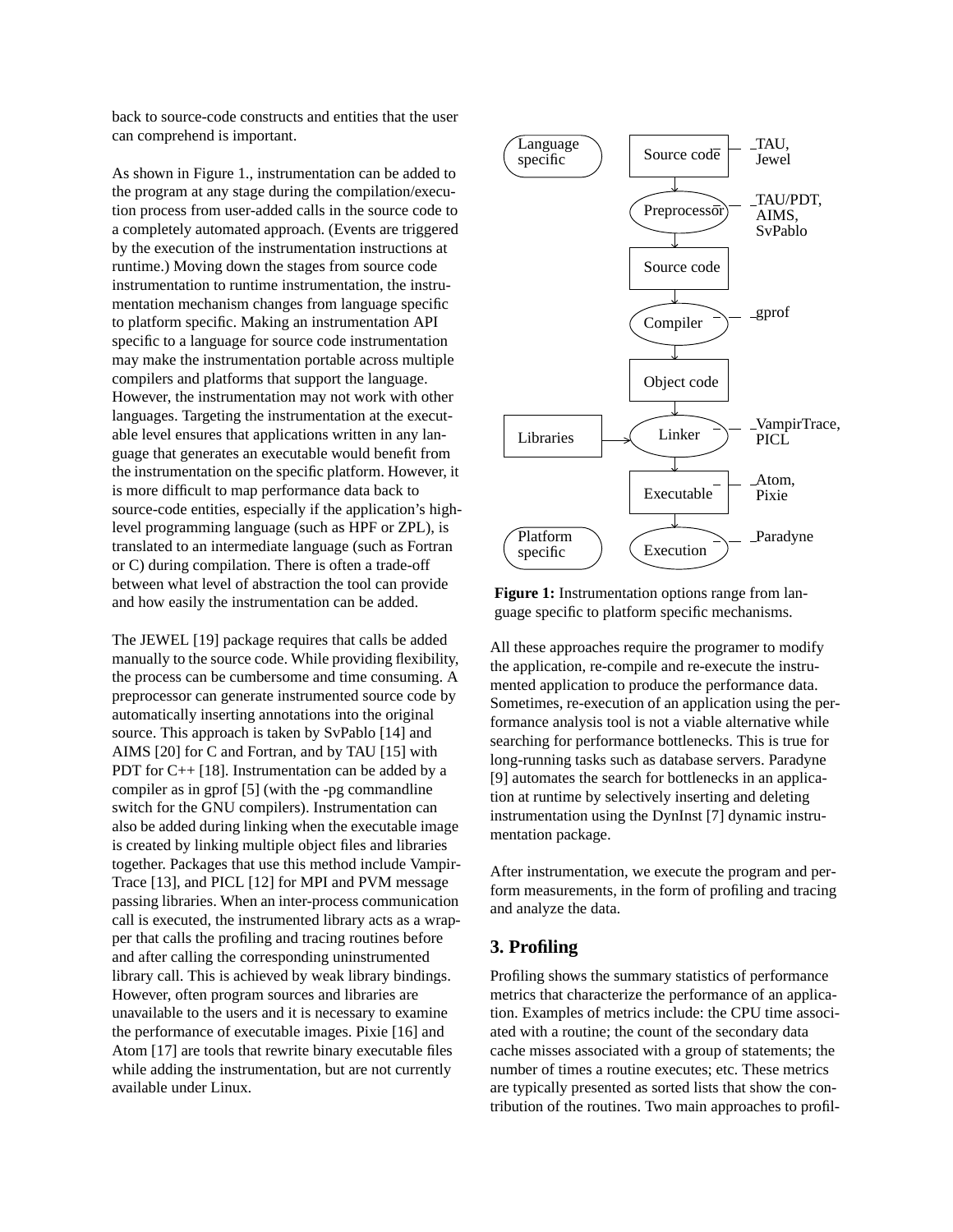back to source-code constructs and entities that the user can comprehend is important.

As shown in Figure 1., instrumentation can be added to the program at any stage during the compilation/execution process from user-added calls in the source code to a completely automated approach. (Events are triggered by the execution of the instrumentation instructions at runtime.) Moving down the stages from source code instrumentation to runtime instrumentation, the instrumentation mechanism changes from language specific to platform specific. Making an instrumentation API specific to a language for source code instrumentation may make the instrumentation portable across multiple compilers and platforms that support the language. However, the instrumentation may not work with other languages. Targeting the instrumentation at the executable level ensures that applications written in any language that generates an executable would benefit from the instrumentation on the specific platform. However, it is more difficult to map performance data back to source-code entities, especially if the application's high-level programming language (such as HPF or ZPL), is translated to an intermediate language (such as Fortran or C) during compilation. There is often a trade-off between what level of abstraction the tool can provide and how easily the instrumentation can be added.

The JEWEL [19] package requires that calls be added manually to the source code. While providing flexibility, the process can be cumbersome and time consuming. A preprocessor can generate instrumented source code by automatically inserting annotations into the original source. This approach is taken by SvPablo [14] and AIMS [20] for C and Fortran, and by TAU [15] with PDT for C++ [18]. Instrumentation can be added by a compiler as in gprof [5] (with the -pg commandline switch for the GNU compilers). Instrumentation can also be added during linking when the executable image is created by linking multiple object files and libraries together. Packages that use this method include VampirTrace [13], and PICL [12] for MPI and PVM message passing libraries. When an inter-process communication call is executed, the instrumented library acts as a wrapper that calls the profiling and tracing routines before and after calling the corresponding uninstrumented library call. This is achieved by weak library bindings. However, often program sources and libraries are unavailable to the users and it is necessary to examine the performance of executable images. Pixie [16] and Atom [17] are tools that rewrite binary executable files while adding the instrumentation, but are not currently available under Linux.

Language specific — Source code — TAU, Jewel
Preprocessor — TAU/PDT, AIMS, SvPablo
Source code
Compiler — gprof
Object code
Libraries → Linker — VampirTrace, PICL
Executable — Atom, Pixie
Platform specific — Execution — Paradyne

**Figure 1:** Instrumentation options range from language specific to platform specific mechanisms.

All these approaches require the programer to modify the application, re-compile and re-execute the instrumented application to produce the performance data. Sometimes, re-execution of an application using the performance analysis tool is not a viable alternative while searching for performance bottlenecks. This is true for long-running tasks such as database servers. Paradyne [9] automates the search for bottlenecks in an application at runtime by selectively inserting and deleting instrumentation using the DynInst [7] dynamic instrumentation package.

After instrumentation, we execute the program and perform measurements, in the form of profiling and tracing and analyze the data.

## 3. Profiling

Profiling shows the summary statistics of performance metrics that characterize the performance of an application. Examples of metrics include: the CPU time associated with a routine; the count of the secondary data cache misses associated with a group of statements; the number of times a routine executes; etc. These metrics are typically presented as sorted lists that show the contribution of the routines. Two main approaches to profil-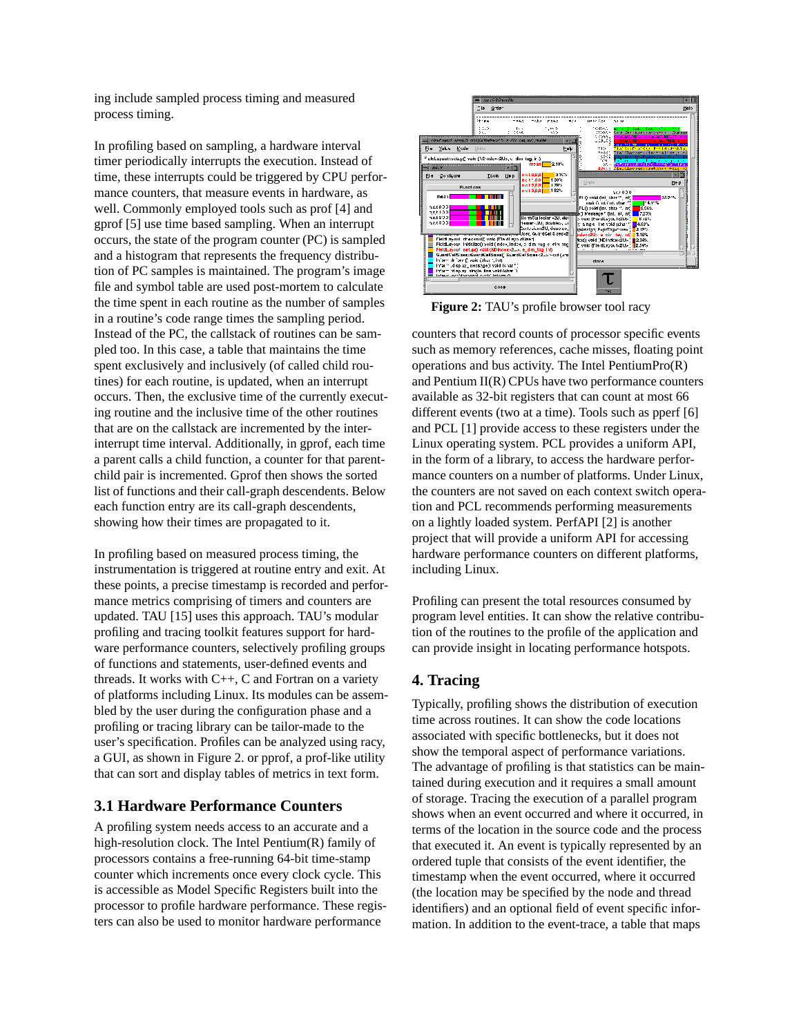ing include sampled process timing and measured process timing.

In profiling based on sampling, a hardware interval timer periodically interrupts the execution. Instead of time, these interrupts could be triggered by CPU performance counters, that measure events in hardware, as well. Commonly employed tools such as prof [4] and gprof [5] use time based sampling. When an interrupt occurs, the state of the program counter (PC) is sampled and a histogram that represents the frequency distribution of PC samples is maintained. The program's image file and symbol table are used post-mortem to calculate the time spent in each routine as the number of samples in a routine's code range times the sampling period. Instead of the PC, the callstack of routines can be sampled too. In this case, a table that maintains the time spent exclusively and inclusively (of called child routines) for each routine, is updated, when an interrupt occurs. Then, the exclusive time of the currently executing routine and the inclusive time of the other routines that are on the callstack are incremented by the inter-interrupt time interval. Additionally, in gprof, each time a parent calls a child function, a counter for that parent-child pair is incremented. Gprof then shows the sorted list of functions and their call-graph descendents. Below each function entry are its call-graph descendents, showing how their times are propagated to it.

In profiling based on measured process timing, the instrumentation is triggered at routine entry and exit. At these points, a precise timestamp is recorded and performance metrics comprising of timers and counters are updated. TAU [15] uses this approach. TAU's modular profiling and tracing toolkit features support for hardware performance counters, selectively profiling groups of functions and statements, user-defined events and threads. It works with C++, C and Fortran on a variety of platforms including Linux. Its modules can be assembled by the user during the configuration phase and a profiling or tracing library can be tailor-made to the user's specification. Profiles can be analyzed using racy, a GUI, as shown in Figure 2. or pprof, a prof-like utility that can sort and display tables of metrics in text form.

### 3.1 Hardware Performance Counters

A profiling system needs access to an accurate and a high-resolution clock. The Intel Pentium(R) family of processors contains a free-running 64-bit time-stamp counter which increments once every clock cycle. This is accessible as Model Specific Registers built into the processor to profile hardware performance. These registers can also be used to monitor hardware performance counters that record counts of processor specific events such as memory references, cache misses, floating point operations and bus activity. The Intel PentiumPro(R) and Pentium II(R) CPUs have two performance counters available as 32-bit registers that can count at most 66 different events (two at a time). Tools such as pperf [6] and PCL [1] provide access to these registers under the Linux operating system. PCL provides a uniform API, in the form of a library, to access the hardware performance counters on a number of platforms. Under Linux, the counters are not saved on each context switch operation and PCL recommends performing measurements on a lightly loaded system. PerfAPI [2] is another project that will provide a uniform API for accessing hardware performance counters on different platforms, including Linux.

**Figure 2:** TAU's profile browser tool racy

Profiling can present the total resources consumed by program level entities. It can show the relative contribution of the routines to the profile of the application and can provide insight in locating performance hotspots.

## 4. Tracing

Typically, profiling shows the distribution of execution time across routines. It can show the code locations associated with specific bottlenecks, but it does not show the temporal aspect of performance variations. The advantage of profiling is that statistics can be maintained during execution and it requires a small amount of storage. Tracing the execution of a parallel program shows when an event occurred and where it occurred, in terms of the location in the source code and the process that executed it. An event is typically represented by an ordered tuple that consists of the event identifier, the timestamp when the event occurred, where it occurred (the location may be specified by the node and thread identifiers) and an optional field of event specific information. In addition to the event-trace, a table that maps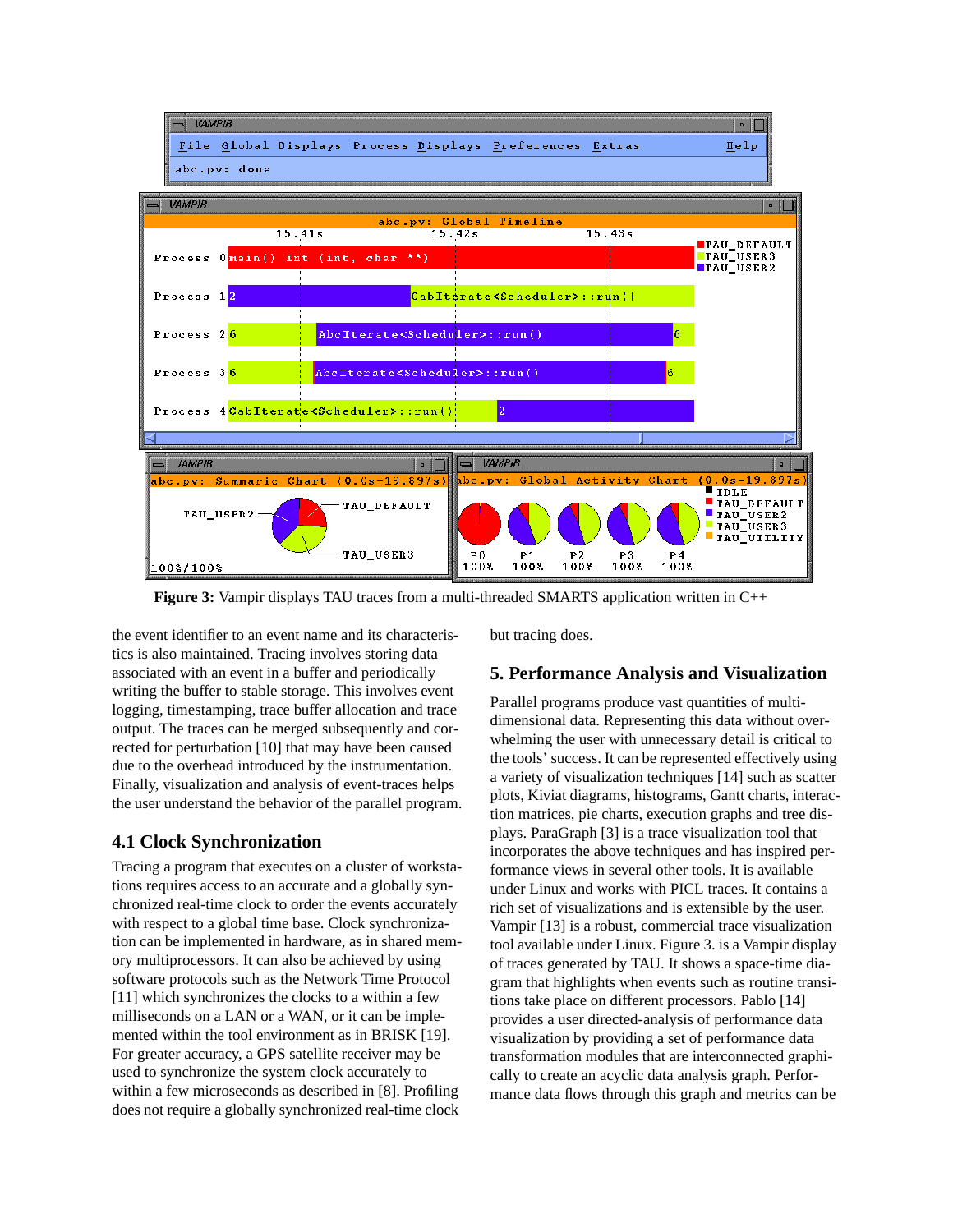**Figure 3:** Vampir displays TAU traces from a multi-threaded SMARTS application written in C++

the event identifier to an event name and its characteristics is also maintained. Tracing involves storing data associated with an event in a buffer and periodically writing the buffer to stable storage. This involves event logging, timestamping, trace buffer allocation and trace output. The traces can be merged subsequently and corrected for perturbation [10] that may have been caused due to the overhead introduced by the instrumentation. Finally, visualization and analysis of event-traces helps the user understand the behavior of the parallel program.

## 4.1 Clock Synchronization

Tracing a program that executes on a cluster of workstations requires access to an accurate and a globally synchronized real-time clock to order the events accurately with respect to a global time base. Clock synchronization can be implemented in hardware, as in shared memory multiprocessors. It can also be achieved by using software protocols such as the Network Time Protocol [11] which synchronizes the clocks to a within a few milliseconds on a LAN or a WAN, or it can be implemented within the tool environment as in BRISK [19]. For greater accuracy, a GPS satellite receiver may be used to synchronize the system clock accurately to within a few microseconds as described in [8]. Profiling does not require a globally synchronized real-time clock but tracing does.

## 5. Performance Analysis and Visualization

Parallel programs produce vast quantities of multi-dimensional data. Representing this data without overwhelming the user with unnecessary detail is critical to the tools' success. It can be represented effectively using a variety of visualization techniques [14] such as scatter plots, Kiviat diagrams, histograms, Gantt charts, interaction matrices, pie charts, execution graphs and tree displays. ParaGraph [3] is a trace visualization tool that incorporates the above techniques and has inspired performance views in several other tools. It is available under Linux and works with PICL traces. It contains a rich set of visualizations and is extensible by the user. Vampir [13] is a robust, commercial trace visualization tool available under Linux. Figure 3. is a Vampir display of traces generated by TAU. It shows a space-time diagram that highlights when events such as routine transitions take place on different processors. Pablo [14] provides a user directed-analysis of performance data visualization by providing a set of performance data transformation modules that are interconnected graphically to create an acyclic data analysis graph. Performance data flows through this graph and metrics can be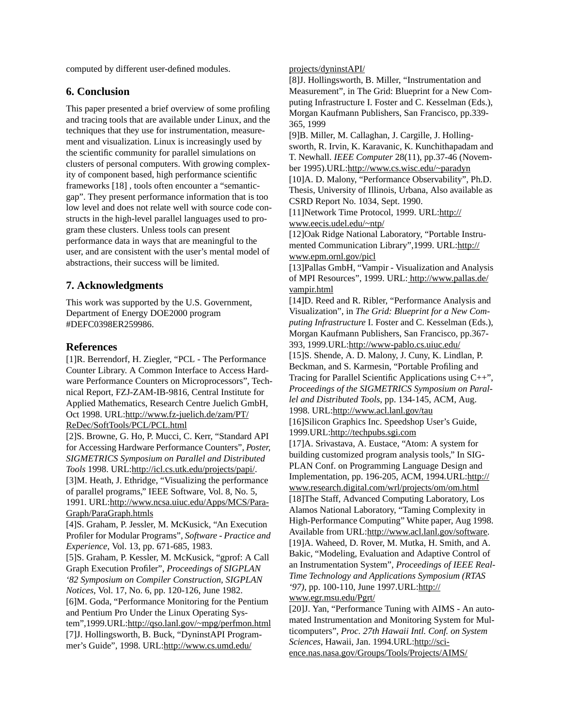computed by different user-defined modules.

## 6. Conclusion

This paper presented a brief overview of some profiling and tracing tools that are available under Linux, and the techniques that they use for instrumentation, measurement and visualization. Linux is increasingly used by the scientific community for parallel simulations on clusters of personal computers. With growing complexity of component based, high performance scientific frameworks [18] , tools often encounter a "semantic-gap". They present performance information that is too low level and does not relate well with source code constructs in the high-level parallel languages used to program these clusters. Unless tools can present performance data in ways that are meaningful to the user, and are consistent with the user's mental model of abstractions, their success will be limited.

## 7. Acknowledgments

This work was supported by the U.S. Government, Department of Energy DOE2000 program #DEFC0398ER259986.

## References

[1]R. Berrendorf, H. Ziegler, "PCL - The Performance Counter Library. A Common Interface to Access Hardware Performance Counters on Microprocessors", Technical Report, FZJ-ZAM-IB-9816, Central Institute for Applied Mathematics, Research Centre Juelich GmbH, Oct 1998. URL:http://www.fz-juelich.de/zam/PT/ReDec/SoftTools/PCL/PCL.html

[2]S. Browne, G. Ho, P. Mucci, C. Kerr, "Standard API for Accessing Hardware Performance Counters", *Poster, SIGMETRICS Symposium on Parallel and Distributed Tools* 1998. URL:http://icl.cs.utk.edu/projects/papi/.

[3]M. Heath, J. Ethridge, "Visualizing the performance of parallel programs," IEEE Software, Vol. 8, No. 5, 1991. URL:http://www.ncsa.uiuc.edu/Apps/MCS/ParaGraph/ParaGraph.htmls

[4]S. Graham, P. Jessler, M. McKusick, "An Execution Profiler for Modular Programs", *Software - Practice and Experience*, Vol. 13, pp. 671-685, 1983.

[5]S. Graham, P. Kessler, M. McKusick, "gprof: A Call Graph Execution Profiler", *Proceedings of SIGPLAN '82 Symposium on Compiler Construction, SIGPLAN Notices*, Vol. 17, No. 6, pp. 120-126, June 1982.

[6]M. Goda, "Performance Monitoring for the Pentium and Pentium Pro Under the Linux Operating System",1999.URL:http://qso.lanl.gov/~mpg/perfmon.html

[7]J. Hollingsworth, B. Buck, "DyninstAPI Programmer's Guide", 1998. URL:http://www.cs.umd.edu/projects/dyninstAPI/

[8]J. Hollingsworth, B. Miller, "Instrumentation and Measurement", in The Grid: Blueprint for a New Computing Infrastructure I. Foster and C. Kesselman (Eds.), Morgan Kaufmann Publishers, San Francisco, pp.339-365, 1999

[9]B. Miller, M. Callaghan, J. Cargille, J. Hollingsworth, R. Irvin, K. Karavanic, K. Kunchithapadam and T. Newhall. *IEEE Computer* 28(11), pp.37-46 (November 1995).URL:http://www.cs.wisc.edu/~paradyn

[10]A. D. Malony, "Performance Observability", Ph.D. Thesis, University of Illinois, Urbana, Also available as CSRD Report No. 1034, Sept. 1990.

[11]Network Time Protocol, 1999. URL:http://www.eecis.udel.edu/~ntp/

[12]Oak Ridge National Laboratory, "Portable Instrumented Communication Library",1999. URL:http://www.epm.ornl.gov/picl

[13]Pallas GmbH, "Vampir - Visualization and Analysis of MPI Resources", 1999. URL: http://www.pallas.de/vampir.html

[14]D. Reed and R. Ribler, "Performance Analysis and Visualization", in *The Grid: Blueprint for a New Computing Infrastructure* I. Foster and C. Kesselman (Eds.), Morgan Kaufmann Publishers, San Francisco, pp.367-393, 1999.URL:http://www-pablo.cs.uiuc.edu/

[15]S. Shende, A. D. Malony, J. Cuny, K. Lindlan, P. Beckman, and S. Karmesin, "Portable Profiling and Tracing for Parallel Scientific Applications using C++", *Proceedings of the SIGMETRICS Symposium on Parallel and Distributed Tools*, pp. 134-145, ACM, Aug. 1998. URL:http://www.acl.lanl.gov/tau

[16]Silicon Graphics Inc. Speedshop User's Guide, 1999.URL:http://techpubs.sgi.com

[17]A. Srivastava, A. Eustace, "Atom: A system for building customized program analysis tools," In SIGPLAN Conf. on Programming Language Design and Implementation, pp. 196-205, ACM, 1994.URL:http://www.research.digital.com/wrl/projects/om/om.html

[18]The Staff, Advanced Computing Laboratory, Los Alamos National Laboratory, "Taming Complexity in High-Performance Computing" White paper, Aug 1998. Available from URL:http://www.acl.lanl.gov/software.

[19]A. Waheed, D. Rover, M. Mutka, H. Smith, and A. Bakic, "Modeling, Evaluation and Adaptive Control of an Instrumentation System", *Proceedings of IEEE Real-Time Technology and Applications Symposium (RTAS '97)*, pp. 100-110, June 1997.URL:http://www.egr.msu.edu/Pgrt/

[20]J. Yan, "Performance Tuning with AIMS - An automated Instrumentation and Monitoring System for Multicomputers", *Proc. 27th Hawaii Intl. Conf. on System Sciences*, Hawaii, Jan. 1994.URL:http://science.nas.nasa.gov/Groups/Tools/Projects/AIMS/